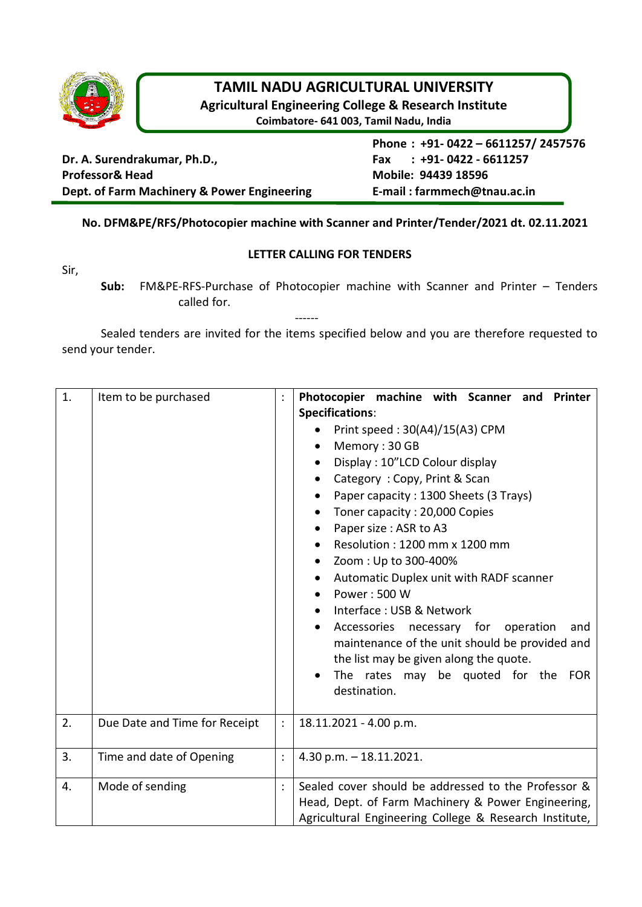# TAMIL NADU AGRICULTURAL UNIVERSITY

**Agricultural Engineering College & Research Institute**

**Coimbatore- 641 003, Tamil Nadu, India**

**Dr. A. Surendrakumar, Ph.D.,**
**Professor& Head**
**Dept. of Farm Machinery & Power Engineering**

**Phone : +91- 0422 – 6611257/ 2457576**
**Fax : +91- 0422 - 6611257**
**Mobile: 94439 18596**
**E-mail : farmmech@tnau.ac.in**

**No. DFM&PE/RFS/Photocopier machine with Scanner and Printer/Tender/2021 dt. 02.11.2021**

**LETTER CALLING FOR TENDERS**

Sir,

**Sub:** FM&PE-RFS-Purchase of Photocopier machine with Scanner and Printer – Tenders called for.

------

Sealed tenders are invited for the items specified below and you are therefore requested to send your tender.

| | | | |
|---|---|---|---|
| 1. | Item to be purchased | : | **Photocopier machine with Scanner and Printer Specifications**:<br>• Print speed : 30(A4)/15(A3) CPM<br>• Memory : 30 GB<br>• Display : 10"LCD Colour display<br>• Category : Copy, Print & Scan<br>• Paper capacity : 1300 Sheets (3 Trays)<br>• Toner capacity : 20,000 Copies<br>• Paper size : ASR to A3<br>• Resolution : 1200 mm x 1200 mm<br>• Zoom : Up to 300-400%<br>• Automatic Duplex unit with RADF scanner<br>• Power : 500 W<br>• Interface : USB & Network<br>• Accessories necessary for operation and maintenance of the unit should be provided and the list may be given along the quote.<br>• The rates may be quoted for the FOR destination. |
| 2. | Due Date and Time for Receipt | : | 18.11.2021 - 4.00 p.m. |
| 3. | Time and date of Opening | : | 4.30 p.m. – 18.11.2021. |
| 4. | Mode of sending | : | Sealed cover should be addressed to the Professor & Head, Dept. of Farm Machinery & Power Engineering, Agricultural Engineering College & Research Institute, |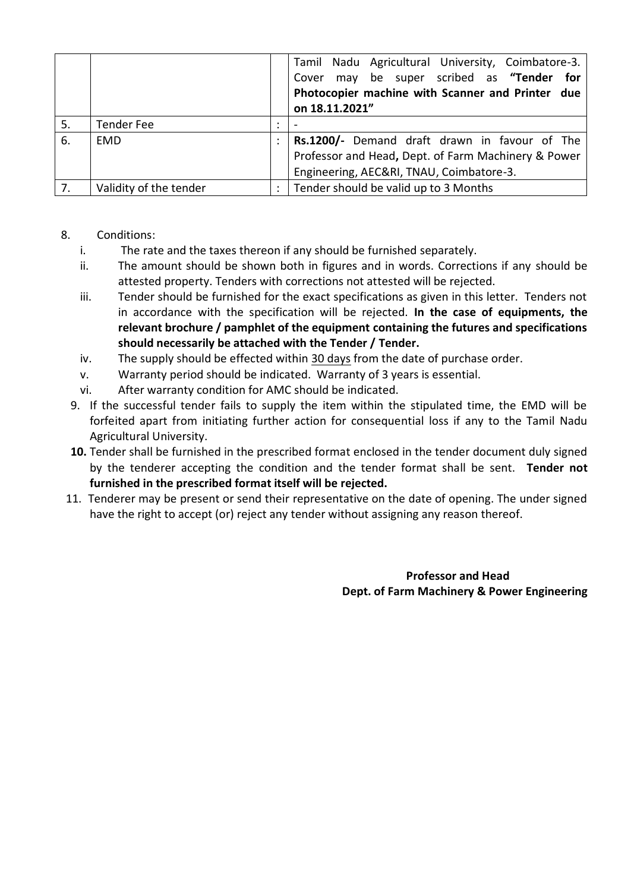|  |  |  |  |
| --- | --- | --- | --- |
|  |  |  | Tamil Nadu Agricultural University, Coimbatore-3. Cover may be super scribed as **"Tender for Photocopier machine with Scanner and Printer due on 18.11.2021"** |
| 5. | Tender Fee | : | - |
| 6. | EMD | : | **Rs.1200/-** Demand draft drawn in favour of The Professor and Head**,** Dept. of Farm Machinery & Power Engineering, AEC&RI, TNAU, Coimbatore-3. |
| 7. | Validity of the tender | : | Tender should be valid up to 3 Months |

8. Conditions:
   - i. The rate and the taxes thereon if any should be furnished separately.
   - ii. The amount should be shown both in figures and in words. Corrections if any should be attested property. Tenders with corrections not attested will be rejected.
   - iii. Tender should be furnished for the exact specifications as given in this letter. Tenders not in accordance with the specification will be rejected. **In the case of equipments, the relevant brochure / pamphlet of the equipment containing the futures and specifications should necessarily be attached with the Tender / Tender.**
   - iv. The supply should be effected within 30 days from the date of purchase order.
   - v. Warranty period should be indicated. Warranty of 3 years is essential.
   - vi. After warranty condition for AMC should be indicated.
9. If the successful tender fails to supply the item within the stipulated time, the EMD will be forfeited apart from initiating further action for consequential loss if any to the Tamil Nadu Agricultural University.
10. Tender shall be furnished in the prescribed format enclosed in the tender document duly signed by the tenderer accepting the condition and the tender format shall be sent. **Tender not furnished in the prescribed format itself will be rejected.**
11. Tenderer may be present or send their representative on the date of opening. The under signed have the right to accept (or) reject any tender without assigning any reason thereof.

**Professor and Head**
**Dept. of Farm Machinery & Power Engineering**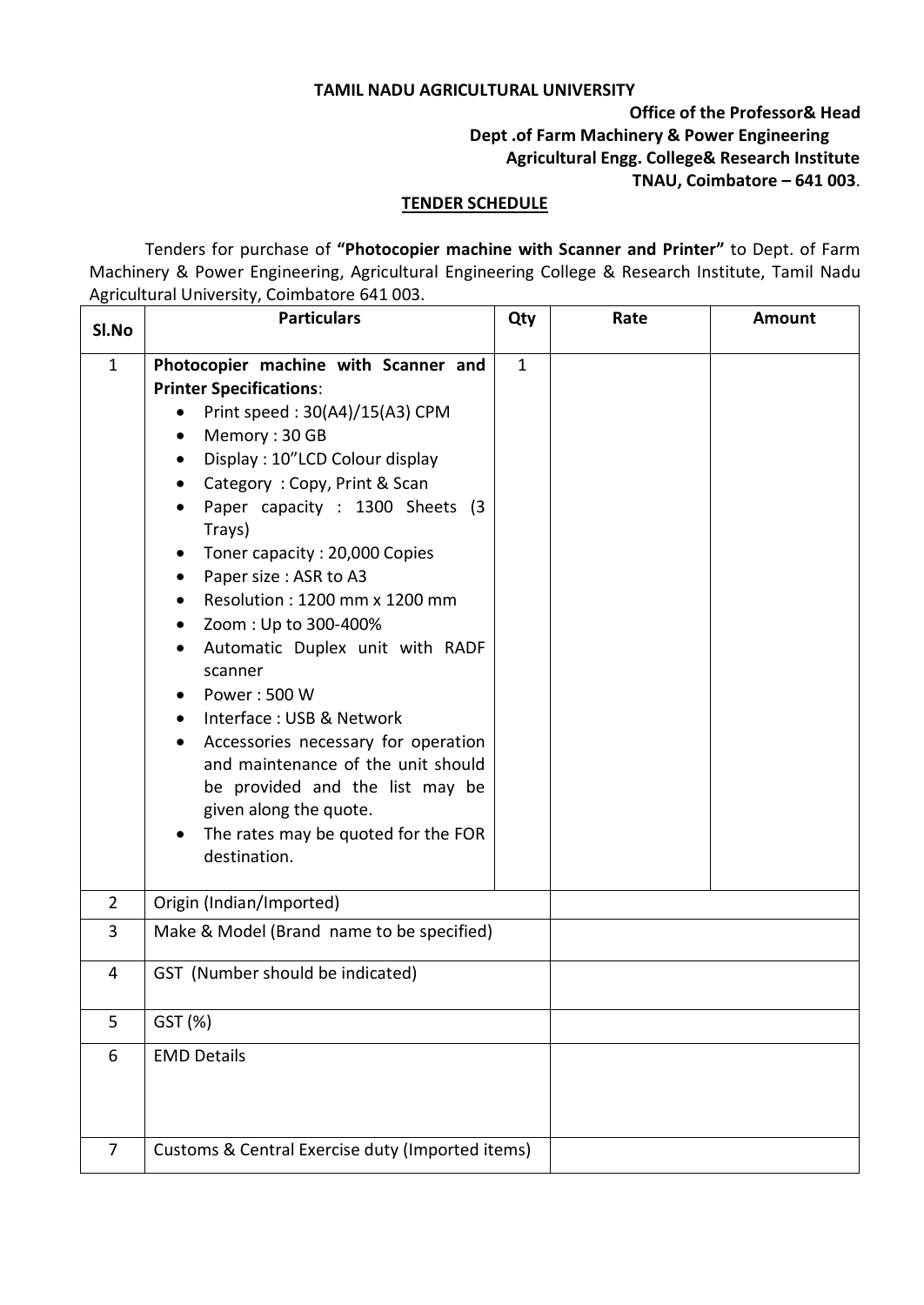**TAMIL NADU AGRICULTURAL UNIVERSITY**

**Office of the Professor& Head**
**Dept .of Farm Machinery & Power Engineering**
**Agricultural Engg. College& Research Institute**
**TNAU, Coimbatore – 641 003**.

## TENDER SCHEDULE

Tenders for purchase of **"Photocopier machine with Scanner and Printer"** to Dept. of Farm Machinery & Power Engineering, Agricultural Engineering College & Research Institute, Tamil Nadu Agricultural University, Coimbatore 641 003.

| Sl.No | Particulars | Qty | Rate | Amount |
|---|---|---|---|---|
| 1 | **Photocopier machine with Scanner and Printer Specifications**:<br>• Print speed : 30(A4)/15(A3) CPM<br>• Memory : 30 GB<br>• Display : 10"LCD Colour display<br>• Category : Copy, Print & Scan<br>• Paper capacity : 1300 Sheets (3 Trays)<br>• Toner capacity : 20,000 Copies<br>• Paper size : ASR to A3<br>• Resolution : 1200 mm x 1200 mm<br>• Zoom : Up to 300-400%<br>• Automatic Duplex unit with RADF scanner<br>• Power : 500 W<br>• Interface : USB & Network<br>• Accessories necessary for operation and maintenance of the unit should be provided and the list may be given along the quote.<br>• The rates may be quoted for the FOR destination. | 1 | | |
| 2 | Origin (Indian/Imported) | | | |
| 3 | Make & Model (Brand name to be specified) | | | |
| 4 | GST (Number should be indicated) | | | |
| 5 | GST (%) | | | |
| 6 | EMD Details | | | |
| 7 | Customs & Central Exercise duty (Imported items) | | | |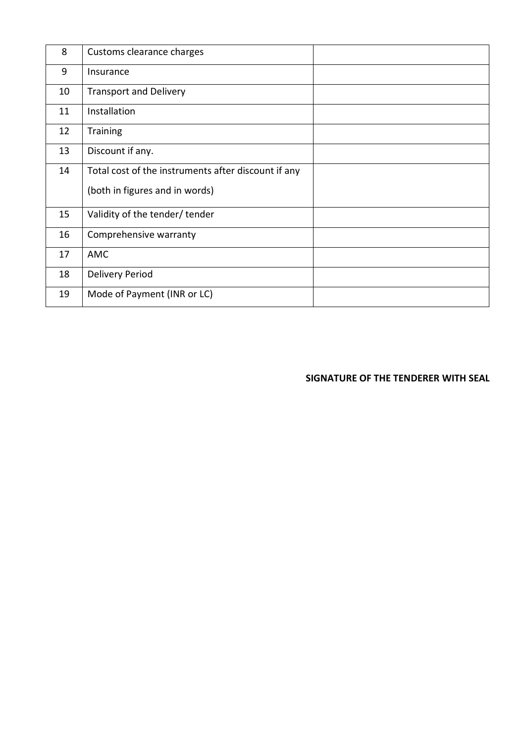| | | |
|---|---|---|
| 8 | Customs clearance charges | |
| 9 | Insurance | |
| 10 | Transport and Delivery | |
| 11 | Installation | |
| 12 | Training | |
| 13 | Discount if any. | |
| 14 | Total cost of the instruments after discount if any (both in figures and in words) | |
| 15 | Validity of the tender/ tender | |
| 16 | Comprehensive warranty | |
| 17 | AMC | |
| 18 | Delivery Period | |
| 19 | Mode of Payment (INR or LC) | |

**SIGNATURE OF THE TENDERER WITH SEAL**